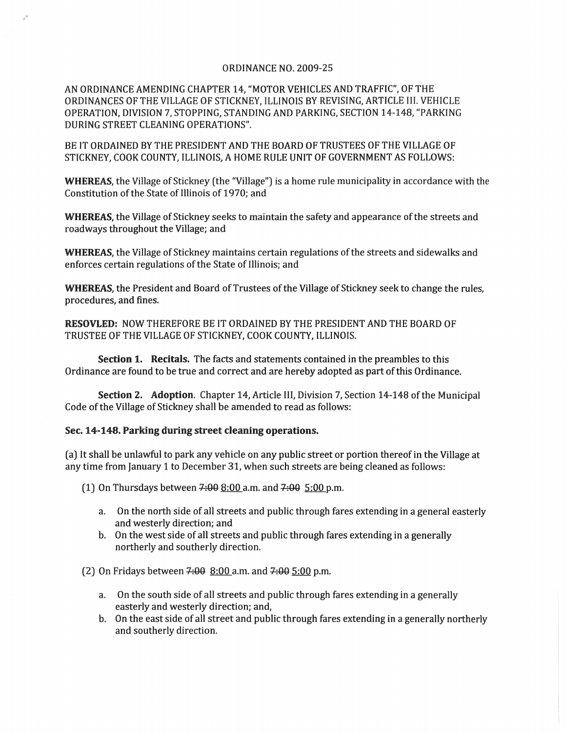ORDINANCE NO. 2009-25

AN ORDINANCE AMENDING CHAPTER 14, "MOTOR VEHICLES AND TRAFFIC", OF THE ORDINANCES OF THE VILLAGE OF STICKNEY, ILLINOIS BY REVISING, ARTICLE III. VEHICLE OPERATION, DIVISION 7, STOPPING, STANDING AND PARKING, SECTION 14-148, "PARKING DURING STREET CLEANING OPERATIONS".

BE IT ORDAINED BY THE PRESIDENT AND THE BOARD OF TRUSTEES OF THE VILLAGE OF STICKNEY, COOK COUNTY, ILLINOIS, A HOME RULE UNIT OF GOVERNMENT AS FOLLOWS:

**WHEREAS**, the Village of Stickney (the "Village") is a home rule municipality in accordance with the Constitution of the State of Illinois of 1970; and

**WHEREAS**, the Village of Stickney seeks to maintain the safety and appearance of the streets and roadways throughout the Village; and

**WHEREAS**, the Village of Stickney maintains certain regulations of the streets and sidewalks and enforces certain regulations of the State of Illinois; and

**WHEREAS**, the President and Board of Trustees of the Village of Stickney seek to change the rules, procedures, and fines.

**RESOVLED:** NOW THEREFORE BE IT ORDAINED BY THE PRESIDENT AND THE BOARD OF TRUSTEE OF THE VILLAGE OF STICKNEY, COOK COUNTY, ILLINOIS.

**Section 1. Recitals.** The facts and statements contained in the preambles to this Ordinance are found to be true and correct and are hereby adopted as part of this Ordinance.

**Section 2. Adoption**. Chapter 14, Article III, Division 7, Section 14-148 of the Municipal Code of the Village of Stickney shall be amended to read as follows:

**Sec. 14-148. Parking during street cleaning operations.**

(a) It shall be unlawful to park any vehicle on any public street or portion thereof in the Village at any time from January 1 to December 31, when such streets are being cleaned as follows:

(1) On Thursdays between ~~7:00~~ <u>8:00</u> a.m. and ~~7:00~~ <u>5:00</u> p.m.

a. On the north side of all streets and public through fares extending in a general easterly and westerly direction; and
b. On the west side of all streets and public through fares extending in a generally northerly and southerly direction.

(2) On Fridays between ~~7:00~~ <u>8:00</u> a.m. and ~~7:00~~ <u>5:00</u> p.m.

a. On the south side of all streets and public through fares extending in a generally easterly and westerly direction; and,
b. On the east side of all street and public through fares extending in a generally northerly and southerly direction.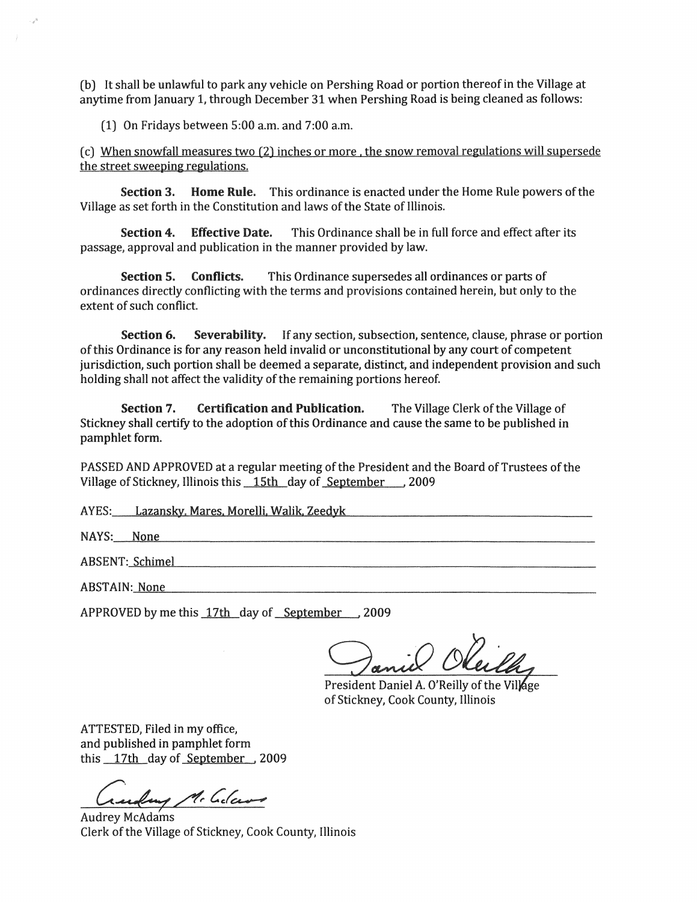(b) It shall be unlawful to park any vehicle on Pershing Road or portion thereof in the Village at anytime from January 1, through December 31 when Pershing Road is being cleaned as follows:

(1) On Fridays between 5:00 a.m. and 7:00 a.m.

(c) When snowfall measures two (2) inches or more , the snow removal regulations will supersede the street sweeping regulations.

**Section 3. Home Rule.** This ordinance is enacted under the Home Rule powers of the Village as set forth in the Constitution and laws of the State of Illinois.

**Section 4. Effective Date.** This Ordinance shall be in full force and effect after its passage, approval and publication in the manner provided by law.

**Section 5. Conflicts.** This Ordinance supersedes all ordinances or parts of ordinances directly conflicting with the terms and provisions contained herein, but only to the extent of such conflict.

**Section 6. Severability.** If any section, subsection, sentence, clause, phrase or portion of this Ordinance is for any reason held invalid or unconstitutional by any court of competent jurisdiction, such portion shall be deemed a separate, distinct, and independent provision and such holding shall not affect the validity of the remaining portions hereof.

**Section 7. Certification and Publication.** The Village Clerk of the Village of Stickney shall certify to the adoption of this Ordinance and cause the same to be published in pamphlet form.

PASSED AND APPROVED at a regular meeting of the President and the Board of Trustees of the Village of Stickney, Illinois this 15th day of September , 2009

AYES: Lazansky, Mares, Morelli, Walik, Zeedyk

NAYS: None

ABSENT: Schimel

ABSTAIN: None

APPROVED by me this 17th day of September , 2009

Daniel O'Reilly

President Daniel A. O'Reilly of the Village of Stickney, Cook County, Illinois

ATTESTED, Filed in my office, and published in pamphlet form this 17th day of September , 2009

Audrey McAdams

Audrey McAdams
Clerk of the Village of Stickney, Cook County, Illinois